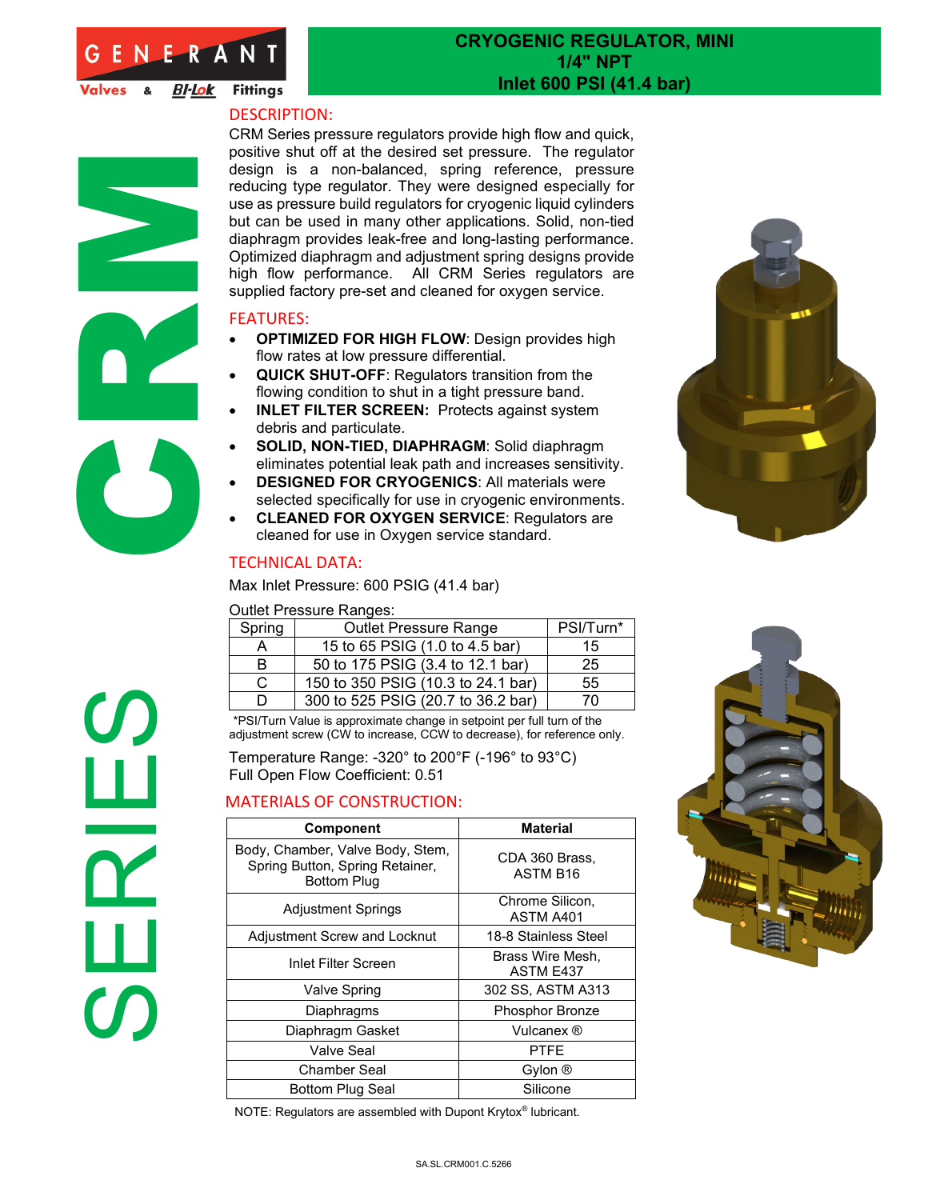# CRYOGENIC REGULATOR, MINI
## 1/4" NPT
## Inlet 600 PSI (41.4 bar)

GENERANT Valves & BI-Lok Fittings

CRM SERIES

## DESCRIPTION:

CRM Series pressure regulators provide high flow and quick, positive shut off at the desired set pressure. The regulator design is a non-balanced, spring reference, pressure reducing type regulator. They were designed especially for use as pressure build regulators for cryogenic liquid cylinders but can be used in many other applications. Solid, non-tied diaphragm provides leak-free and long-lasting performance. Optimized diaphragm and adjustment spring designs provide high flow performance. All CRM Series regulators are supplied factory pre-set and cleaned for oxygen service.

## FEATURES:

- **OPTIMIZED FOR HIGH FLOW**: Design provides high flow rates at low pressure differential.
- **QUICK SHUT-OFF**: Regulators transition from the flowing condition to shut in a tight pressure band.
- **INLET FILTER SCREEN:** Protects against system debris and particulate.
- **SOLID, NON-TIED, DIAPHRAGM**: Solid diaphragm eliminates potential leak path and increases sensitivity.
- **DESIGNED FOR CRYOGENICS**: All materials were selected specifically for use in cryogenic environments.
- **CLEANED FOR OXYGEN SERVICE**: Regulators are cleaned for use in Oxygen service standard.

## TECHNICAL DATA:

Max Inlet Pressure: 600 PSIG (41.4 bar)

Outlet Pressure Ranges:

| Spring | Outlet Pressure Range | PSI/Turn* |
|---|---|---|
| A | 15 to 65 PSIG (1.0 to 4.5 bar) | 15 |
| B | 50 to 175 PSIG (3.4 to 12.1 bar) | 25 |
| C | 150 to 350 PSIG (10.3 to 24.1 bar) | 55 |
| D | 300 to 525 PSIG (20.7 to 36.2 bar) | 70 |

*PSI/Turn Value is approximate change in setpoint per full turn of the adjustment screw (CW to increase, CCW to decrease), for reference only.

Temperature Range: -320° to 200°F (-196° to 93°C)
Full Open Flow Coefficient: 0.51

## MATERIALS OF CONSTRUCTION:

| Component | Material |
|---|---|
| Body, Chamber, Valve Body, Stem, Spring Button, Spring Retainer, Bottom Plug | CDA 360 Brass, ASTM B16 |
| Adjustment Springs | Chrome Silicon, ASTM A401 |
| Adjustment Screw and Locknut | 18-8 Stainless Steel |
| Inlet Filter Screen | Brass Wire Mesh, ASTM E437 |
| Valve Spring | 302 SS, ASTM A313 |
| Diaphragms | Phosphor Bronze |
| Diaphragm Gasket | Vulcanex ® |
| Valve Seal | PTFE |
| Chamber Seal | Gylon ® |
| Bottom Plug Seal | Silicone |

NOTE: Regulators are assembled with Dupont Krytox® lubricant.

SA.SL.CRM001.C.5266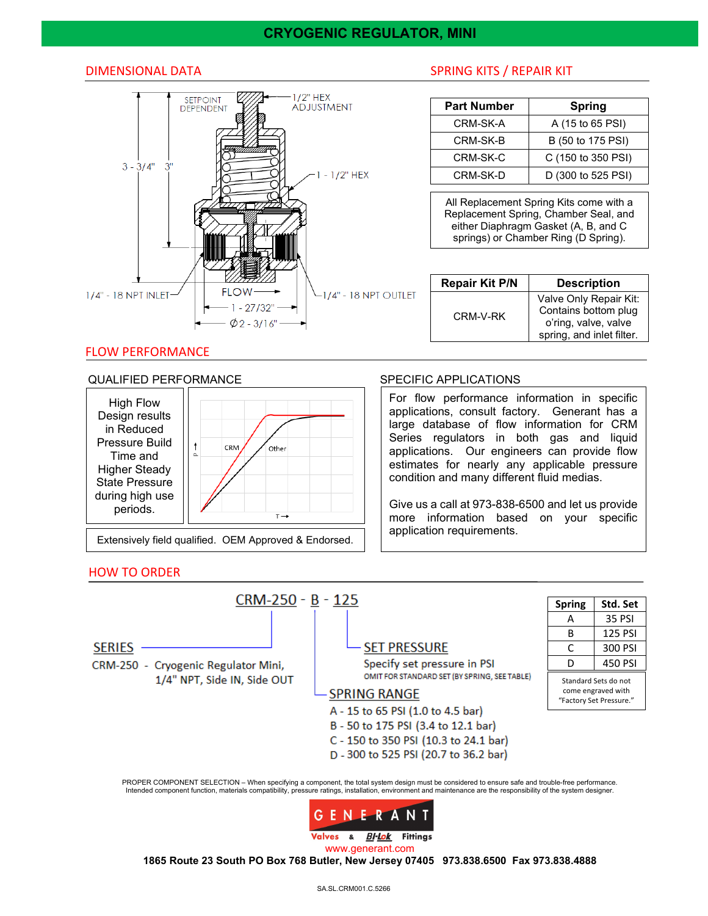# CRYOGENIC REGULATOR, MINI

## DIMENSIONAL DATA

SETPOINT DEPENDENT

1/2" HEX ADJUSTMENT

3 - 3/4"

3"

1 - 1/2" HEX

1/4" - 18 NPT INLET

FLOW

1/4" - 18 NPT OUTLET

1 - 27/32"

Ø2 - 3/16"

## SPRING KITS / REPAIR KIT

| Part Number | Spring |
|---|---|
| CRM-SK-A | A (15 to 65 PSI) |
| CRM-SK-B | B (50 to 175 PSI) |
| CRM-SK-C | C (150 to 350 PSI) |
| CRM-SK-D | D (300 to 525 PSI) |

All Replacement Spring Kits come with a Replacement Spring, Chamber Seal, and either Diaphragm Gasket (A, B, and C springs) or Chamber Ring (D Spring).

| Repair Kit P/N | Description |
|---|---|
| CRM-V-RK | Valve Only Repair Kit: Contains bottom plug o'ring, valve, valve spring, and inlet filter. |

## FLOW PERFORMANCE

### QUALIFIED PERFORMANCE

High Flow Design results in Reduced Pressure Build Time and Higher Steady State Pressure during high use periods.

P

CRM

Other

T

Extensively field qualified. OEM Approved & Endorsed.

### SPECIFIC APPLICATIONS

For flow performance information in specific applications, consult factory. Generant has a large database of flow information for CRM Series regulators in both gas and liquid applications. Our engineers can provide flow estimates for nearly any applicable pressure condition and many different fluid medias.

Give us a call at 973-838-6500 and let us provide more information based on your specific application requirements.

## HOW TO ORDER

**CRM-250 - B - 125**

**SERIES**

CRM-250 - Cryogenic Regulator Mini, 1/4" NPT, Side IN, Side OUT

**SET PRESSURE**

Specify set pressure in PSI

OMIT FOR STANDARD SET (BY SPRING, SEE TABLE)

**SPRING RANGE**

- A - 15 to 65 PSI (1.0 to 4.5 bar)
- B - 50 to 175 PSI (3.4 to 12.1 bar)
- C - 150 to 350 PSI (10.3 to 24.1 bar)
- D - 300 to 525 PSI (20.7 to 36.2 bar)

| Spring | Std. Set |
|---|---|
| A | 35 PSI |
| B | 125 PSI |
| C | 300 PSI |
| D | 450 PSI |

Standard Sets do not come engraved with "Factory Set Pressure."

PROPER COMPONENT SELECTION – When specifying a component, the total system design must be considered to ensure safe and trouble-free performance. Intended component function, materials compatibility, pressure ratings, installation, environment and maintenance are the responsibility of the system designer.

GENERANT

Valves & BI-Lok Fittings

www.generant.com

**1865 Route 23 South PO Box 768 Butler, New Jersey 07405 973.838.6500 Fax 973.838.4888**

SA.SL.CRM001.C.5266